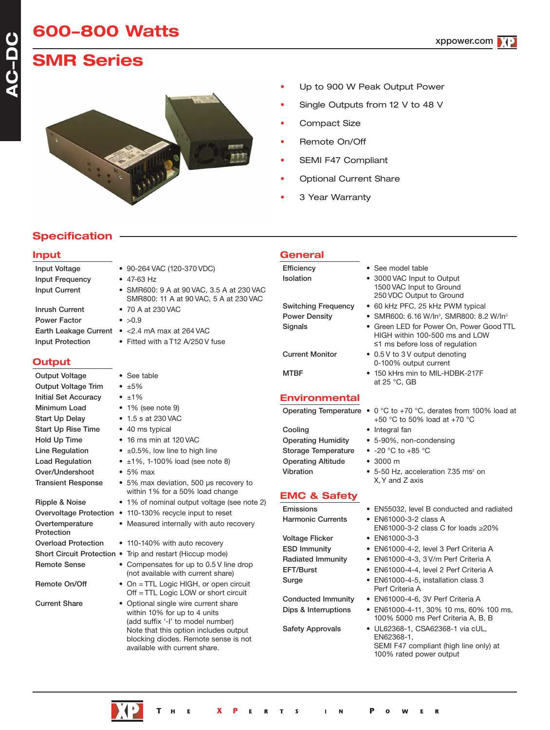# 600-800 Watts

# SMR Series

- Up to 900 W Peak Output Power
- Single Outputs from 12 V to 48 V
- Compact Size
- Remote On/Off
- SEMI F47 Compliant
- Optional Current Share
- 3 Year Warranty

## Specification

### Input

| | |
|---|---|
| Input Voltage | • 90-264 VAC (120-370 VDC) |
| Input Frequency | • 47-63 Hz |
| Input Current | • SMR600: 9 A at 90 VAC, 3.5 A at 230 VAC<br>SMR800: 11 A at 90 VAC, 5 A at 230 VAC |
| Inrush Current | • 70 A at 230 VAC |
| Power Factor | • >0.9 |
| Earth Leakage Current | • <2.4 mA max at 264 VAC |
| Input Protection | • Fitted with a T12 A/250 V fuse |

### Output

| | |
|---|---|
| Output Voltage | • See table |
| Output Voltage Trim | • ±5% |
| Initial Set Accuracy | • ±1% |
| Minimum Load | • 1% (see note 9) |
| Start Up Delay | • 1.5 s at 230 VAC |
| Start Up Rise Time | • 40 ms typical |
| Hold Up Time | • 16 ms min at 120 VAC |
| Line Regulation | • ±0.5%, low line to high line |
| Load Regulation | • ±1%, 1-100% load (see note 8) |
| Over/Undershoot | • 5% max |
| Transient Response | • 5% max deviation, 500 µs recovery to within 1% for a 50% load change |
| Ripple & Noise | • 1% of nominal output voltage (see note 2) |
| Overvoltage Protection | • 110-130% recycle input to reset |
| Overtemperature Protection | • Measured internally with auto recovery |
| Overload Protection | • 110-140% with auto recovery |
| Short Circuit Protection | • Trip and restart (Hiccup mode) |
| Remote Sense | • Compensates for up to 0.5 V line drop (not available with current share) |
| Remote On/Off | • On = TTL Logic HIGH, or open circuit<br>Off = TTL Logic LOW or short circuit |
| Current Share | • Optional single wire current share within 10% for up to 4 units (add suffix '-I' to model number) Note that this option includes output blocking diodes. Remote sense is not available with current share. |

### General

| | |
|---|---|
| Efficiency | • See model table |
| Isolation | • 3000 VAC Input to Output<br>1500 VAC Input to Ground<br>250 VDC Output to Ground |
| Switching Frequency | • 60 kHz PFC, 25 kHz PWM typical |
| Power Density | • SMR600: 6.16 W/In³, SMR800: 8.2 W/In³ |
| Signals | • Green LED for Power On, Power Good TTL HIGH within 100-500 ms and LOW ≤1 ms before loss of regulation |
| Current Monitor | • 0.5 V to 3 V output denoting 0-100% output current |
| MTBF | • 150 kHrs min to MIL-HDBK-217F at 25 °C, GB |

### Environmental

| | |
|---|---|
| Operating Temperature | • 0 °C to +70 °C, derates from 100% load at +50 °C to 50% load at +70 °C |
| Cooling | • Integral fan |
| Operating Humidity | • 5-90%, non-condensing |
| Storage Temperature | • -20 °C to +85 °C |
| Operating Altitude | • 3000 m |
| Vibration | • 5-50 Hz, acceleration 7.35 ms² on X, Y and Z axis |

### EMC & Safety

| | |
|---|---|
| Emissions | • EN55032, level B conducted and radiated |
| Harmonic Currents | • EN61000-3-2 class A<br>EN61000-3-2 class C for loads ≥20% |
| Voltage Flicker | • EN61000-3-3 |
| ESD Immunity | • EN61000-4-2, level 3 Perf Criteria A |
| Radiated Immunity | • EN61000-4-3, 3 V/m Perf Criteria A |
| EFT/Burst | • EN61000-4-4, level 2 Perf Criteria A |
| Surge | • EN61000-4-5, installation class 3 Perf Criteria A |
| Conducted Immunity | • EN61000-4-6, 3V Perf Criteria A |
| Dips & Interruptions | • EN61000-4-11, 30% 10 ms, 60% 100 ms, 100% 5000 ms Perf Criteria A, B, B |
| Safety Approvals | • UL62368-1, CSA62368-1 via cUL, EN62368-1,<br>SEMI F47 compliant (high line only) at 100% rated power output |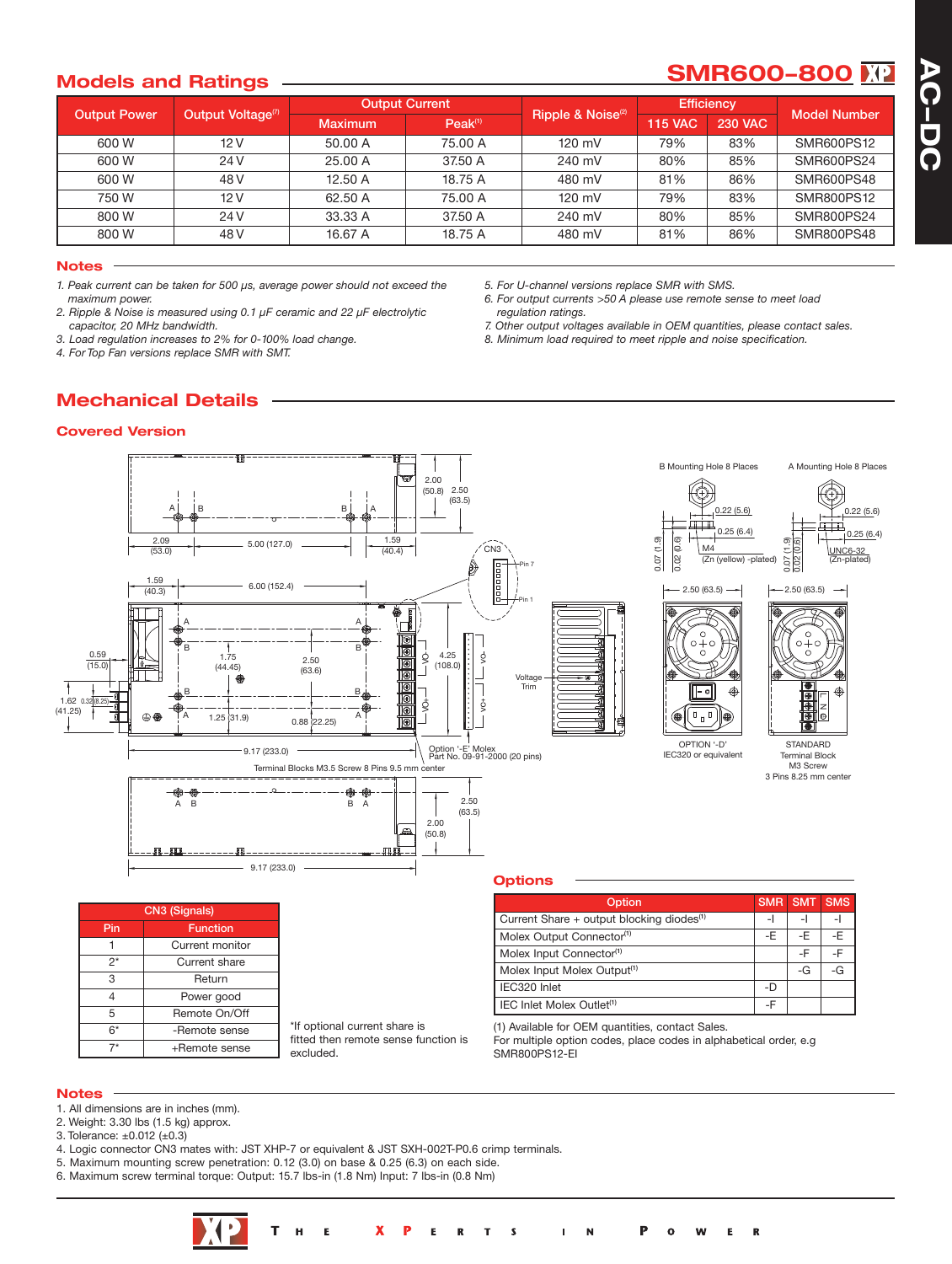## Models and Ratings

**SMR600-800**

| Output Power | Output Voltage[7] | Output Current | | Ripple & Noise[2] | Efficiency | | Model Number |
|---|---|---|---|---|---|---|---|
| | | Maximum | Peak[1] | | 115 VAC | 230 VAC | |
| 600 W | 12 V | 50.00 A | 75.00 A | 120 mV | 79% | 83% | SMR600PS12 |
| 600 W | 24 V | 25.00 A | 37.50 A | 240 mV | 80% | 85% | SMR600PS24 |
| 600 W | 48 V | 12.50 A | 18.75 A | 480 mV | 81% | 86% | SMR600PS48 |
| 750 W | 12 V | 62.50 A | 75.00 A | 120 mV | 79% | 83% | SMR800PS12 |
| 800 W | 24 V | 33.33 A | 37.50 A | 240 mV | 80% | 85% | SMR800PS24 |
| 800 W | 48 V | 16.67 A | 18.75 A | 480 mV | 81% | 86% | SMR800PS48 |

### Notes

*1. Peak current can be taken for 500 µs, average power should not exceed the maximum power.*
*2. Ripple & Noise is measured using 0.1 µF ceramic and 22 µF electrolytic capacitor, 20 MHz bandwidth.*
*3. Load regulation increases to 2% for 0-100% load change.*
*4. For Top Fan versions replace SMR with SMT.*
*5. For U-channel versions replace SMR with SMS.*
*6. For output currents >50 A please use remote sense to meet load regulation ratings.*
*7. Other output voltages available in OEM quantities, please contact sales.*
*8. Minimum load required to meet ripple and noise specification.*

## Mechanical Details

### Covered Version

| CN3 (Signals) | |
|---|---|
| Pin | Function |
| 1 | Current monitor |
| 2* | Current share |
| 3 | Return |
| 4 | Power good |
| 5 | Remote On/Off |
| 6* | -Remote sense |
| 7* | +Remote sense |

*If optional current share is fitted then remote sense function is excluded.

### Options

| Option | SMR | SMT | SMS |
|---|---|---|---|
| Current Share + output blocking diodes[1] | -I | -I | -I |
| Molex Output Connector[1] | -E | -E | -E |
| Molex Input Connector[1] | | -F | -F |
| Input Molex Output[1] | | -G | -G |
| IEC320 Inlet | -D | | |
| IEC Inlet Molex Outlet[1] | -F | | |

(1) Available for OEM quantities, contact Sales.
For multiple option codes, place codes in alphabetical order, e.g SMR800PS12-EI

### Notes

1. All dimensions are in inches (mm).
2. Weight: 3.30 lbs (1.5 kg) approx.
3. Tolerance: ±0.012 (±0.3)
4. Logic connector CN3 mates with: JST XHP-7 or equivalent & JST SXH-002T-P0.6 crimp terminals.
5. Maximum mounting screw penetration: 0.12 (3.0) on base & 0.25 (6.3) on each side.
6. Maximum screw terminal torque: Output: 15.7 lbs-in (1.8 Nm) Input: 7 lbs-in (0.8 Nm)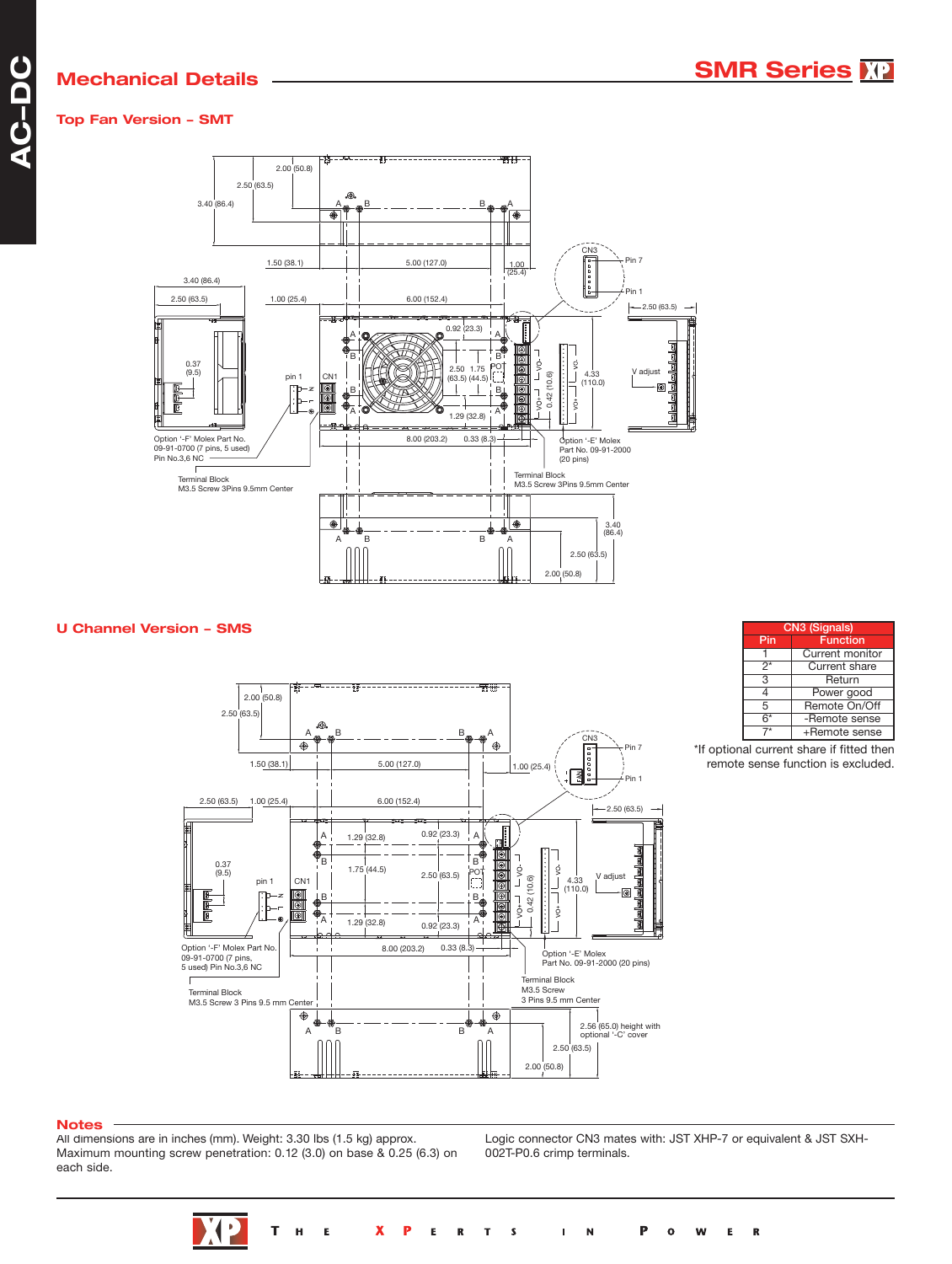## Mechanical Details

### Top Fan Version – SMT

2.00 (50.8)
2.50 (63.5)
3.40 (86.4)
1.50 (38.1)
5.00 (127.0)
1.00 (25.4)
3.40 (86.4)
2.50 (63.5)
1.00 (25.4)
6.00 (152.4)
CN3
Pin 7
Pin 1
2.50 (63.5)
0.92 (23.3)
0.37 (9.5)
pin 1
CN1
2.50 (63.5)
1.75 (44.5)
POT
Vo-
Vo-
4.33 (110.0)
V adjust
0.42 (10.6)
Vo+
Vo+
1.29 (32.8)
8.00 (203.2)
0.33 (8.3)

Option '-F' Molex Part No. 09-91-0700 (7 pins, 5 used) Pin No.3,6 NC

Option '-E' Molex Part No. 09-91-2000 (20 pins)

Terminal Block M3.5 Screw 3Pins 9.5mm Center

Terminal Block M3.5 Screw 3Pins 9.5mm Center

3.40 (86.4)
2.50 (63.5)
2.00 (50.8)

### U Channel Version – SMS

2.00 (50.8)
2.50 (63.5)
1.50 (38.1)
5.00 (127.0)
1.00 (25.4)
CN3
Pin 7
Pin 1
2.50 (63.5)
1.00 (25.4)
6.00 (152.4)
2.50 (63.5)
1.29 (32.8)
0.92 (23.3)
0.37 (9.5)
pin 1
CN1
1.75 (44.5)
2.50 (63.5)
POT
Vo-
Vo-
4.33 (110.0)
V adjust
0.42 (10.6)
Vo+
Vo+
1.29 (32.8)
0.92 (23.3)
8.00 (203.2)
0.33 (8.3)

Option '-F' Molex Part No. 09-91-0700 (7 pins, 5 used) Pin No.3,6 NC

Option '-E' Molex Part No. 09-91-2000 (20 pins)

Terminal Block M3.5 Screw 3 Pins 9.5 mm Center

Terminal Block M3.5 Screw 3 Pins 9.5 mm Center

2.56 (65.0) height with optional '-C' cover
2.50 (63.5)
2.00 (50.8)

| CN3 (Signals) | |
|---|---|
| Pin | Function |
| 1 | Current monitor |
| 2* | Current share |
| 3 | Return |
| 4 | Power good |
| 5 | Remote On/Off |
| 6* | -Remote sense |
| 7* | +Remote sense |

*If optional current share if fitted then remote sense function is excluded.

## Notes

All dimensions are in inches (mm). Weight: 3.30 lbs (1.5 kg) approx.
Maximum mounting screw penetration: 0.12 (3.0) on base & 0.25 (6.3) on each side.

Logic connector CN3 mates with: JST XHP-7 or equivalent & JST SXH-002T-P0.6 crimp terminals.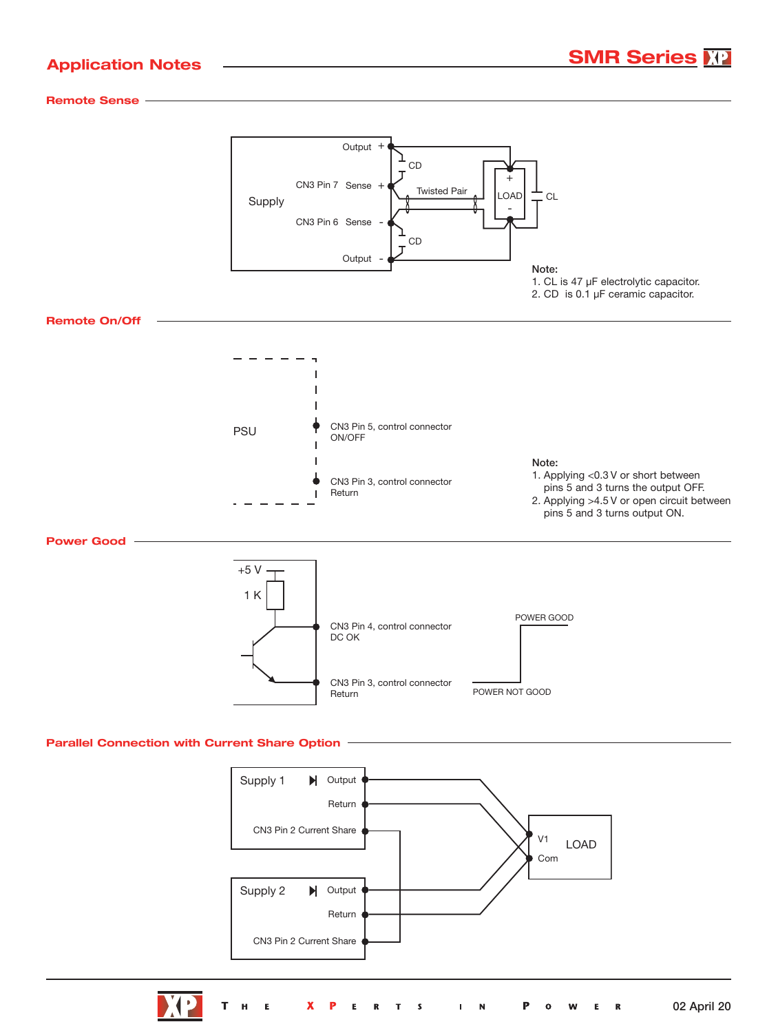## Application Notes

### Remote Sense

Output +

CD

CN3 Pin 7 Sense +

Supply

Twisted Pair

+

LOAD

-

CL

CN3 Pin 6 Sense -

CD

Output -

**Note:**
1. CL is 47 µF electrolytic capacitor.
2. CD is 0.1 µF ceramic capacitor.

### Remote On/Off

PSU

CN3 Pin 5, control connector
ON/OFF

CN3 Pin 3, control connector
Return

**Note:**
1. Applying <0.3 V or short between pins 5 and 3 turns the output OFF.
2. Applying >4.5 V or open circuit between pins 5 and 3 turns output ON.

### Power Good

+5 V

1 K

CN3 Pin 4, control connector
DC OK

CN3 Pin 3, control connector
Return

POWER GOOD

POWER NOT GOOD

### Parallel Connection with Current Share Option

Supply 1

Output

Return

CN3 Pin 2 Current Share

Supply 2

Output

Return

CN3 Pin 2 Current Share

V1

Com

LOAD

02 April 20